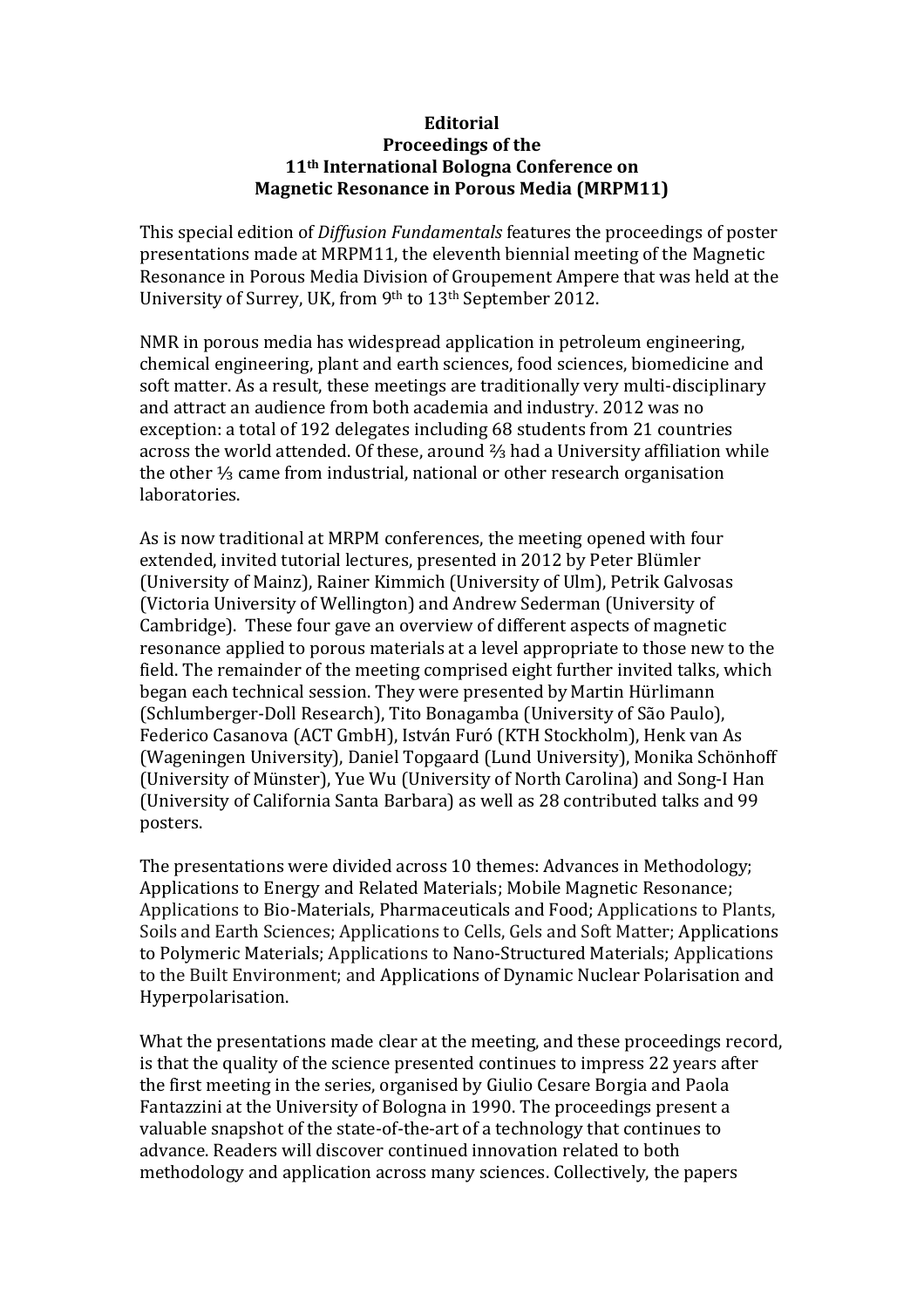# Editorial
## Proceedings of the
## 11th International Bologna Conference on
## Magnetic Resonance in Porous Media (MRPM11)

This special edition of *Diffusion Fundamentals* features the proceedings of poster presentations made at MRPM11, the eleventh biennial meeting of the Magnetic Resonance in Porous Media Division of Groupement Ampere that was held at the University of Surrey, UK, from 9th to 13th September 2012.

NMR in porous media has widespread application in petroleum engineering, chemical engineering, plant and earth sciences, food sciences, biomedicine and soft matter. As a result, these meetings are traditionally very multi-disciplinary and attract an audience from both academia and industry. 2012 was no exception: a total of 192 delegates including 68 students from 21 countries across the world attended. Of these, around ⅔ had a University affiliation while the other ⅓ came from industrial, national or other research organisation laboratories.

As is now traditional at MRPM conferences, the meeting opened with four extended, invited tutorial lectures, presented in 2012 by Peter Blümler (University of Mainz), Rainer Kimmich (University of Ulm), Petrik Galvosas (Victoria University of Wellington) and Andrew Sederman (University of Cambridge). These four gave an overview of different aspects of magnetic resonance applied to porous materials at a level appropriate to those new to the field. The remainder of the meeting comprised eight further invited talks, which began each technical session. They were presented by Martin Hürlimann (Schlumberger-Doll Research), Tito Bonagamba (University of São Paulo), Federico Casanova (ACT GmbH), István Furó (KTH Stockholm), Henk van As (Wageningen University), Daniel Topgaard (Lund University), Monika Schönhoff (University of Münster), Yue Wu (University of North Carolina) and Song-I Han (University of California Santa Barbara) as well as 28 contributed talks and 99 posters.

The presentations were divided across 10 themes: Advances in Methodology; Applications to Energy and Related Materials; Mobile Magnetic Resonance; Applications to Bio-Materials, Pharmaceuticals and Food; Applications to Plants, Soils and Earth Sciences; Applications to Cells, Gels and Soft Matter; Applications to Polymeric Materials; Applications to Nano-Structured Materials; Applications to the Built Environment; and Applications of Dynamic Nuclear Polarisation and Hyperpolarisation.

What the presentations made clear at the meeting, and these proceedings record, is that the quality of the science presented continues to impress 22 years after the first meeting in the series, organised by Giulio Cesare Borgia and Paola Fantazzini at the University of Bologna in 1990. The proceedings present a valuable snapshot of the state-of-the-art of a technology that continues to advance. Readers will discover continued innovation related to both methodology and application across many sciences. Collectively, the papers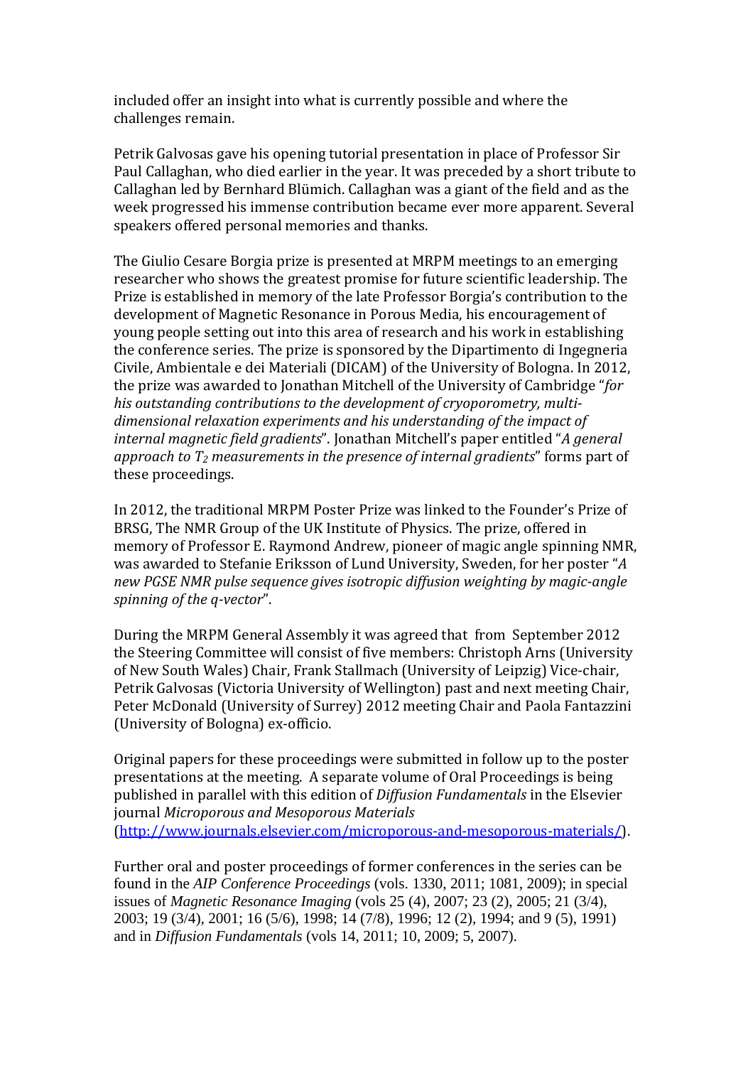included offer an insight into what is currently possible and where the challenges remain.

Petrik Galvosas gave his opening tutorial presentation in place of Professor Sir Paul Callaghan, who died earlier in the year. It was preceded by a short tribute to Callaghan led by Bernhard Blümich. Callaghan was a giant of the field and as the week progressed his immense contribution became ever more apparent. Several speakers offered personal memories and thanks.

The Giulio Cesare Borgia prize is presented at MRPM meetings to an emerging researcher who shows the greatest promise for future scientific leadership. The Prize is established in memory of the late Professor Borgia's contribution to the development of Magnetic Resonance in Porous Media, his encouragement of young people setting out into this area of research and his work in establishing the conference series. The prize is sponsored by the Dipartimento di Ingegneria Civile, Ambientale e dei Materiali (DICAM) of the University of Bologna. In 2012, the prize was awarded to Jonathan Mitchell of the University of Cambridge "*for his outstanding contributions to the development of cryoporometry, multi-dimensional relaxation experiments and his understanding of the impact of internal magnetic field gradients*". Jonathan Mitchell's paper entitled "*A general approach to $T_2$ measurements in the presence of internal gradients*" forms part of these proceedings.

In 2012, the traditional MRPM Poster Prize was linked to the Founder's Prize of BRSG, The NMR Group of the UK Institute of Physics. The prize, offered in memory of Professor E. Raymond Andrew, pioneer of magic angle spinning NMR, was awarded to Stefanie Eriksson of Lund University, Sweden, for her poster "*A new PGSE NMR pulse sequence gives isotropic diffusion weighting by magic-angle spinning of the q-vector*".

During the MRPM General Assembly it was agreed that from September 2012 the Steering Committee will consist of five members: Christoph Arns (University of New South Wales) Chair, Frank Stallmach (University of Leipzig) Vice-chair, Petrik Galvosas (Victoria University of Wellington) past and next meeting Chair, Peter McDonald (University of Surrey) 2012 meeting Chair and Paola Fantazzini (University of Bologna) ex-officio.

Original papers for these proceedings were submitted in follow up to the poster presentations at the meeting. A separate volume of Oral Proceedings is being published in parallel with this edition of *Diffusion Fundamentals* in the Elsevier journal *Microporous and Mesoporous Materials* (http://www.journals.elsevier.com/microporous-and-mesoporous-materials/).

Further oral and poster proceedings of former conferences in the series can be found in the *AIP Conference Proceedings* (vols. 1330, 2011; 1081, 2009); in special issues of *Magnetic Resonance Imaging* (vols 25 (4), 2007; 23 (2), 2005; 21 (3/4), 2003; 19 (3/4), 2001; 16 (5/6), 1998; 14 (7/8), 1996; 12 (2), 1994; and 9 (5), 1991) and in *Diffusion Fundamentals* (vols 14, 2011; 10, 2009; 5, 2007).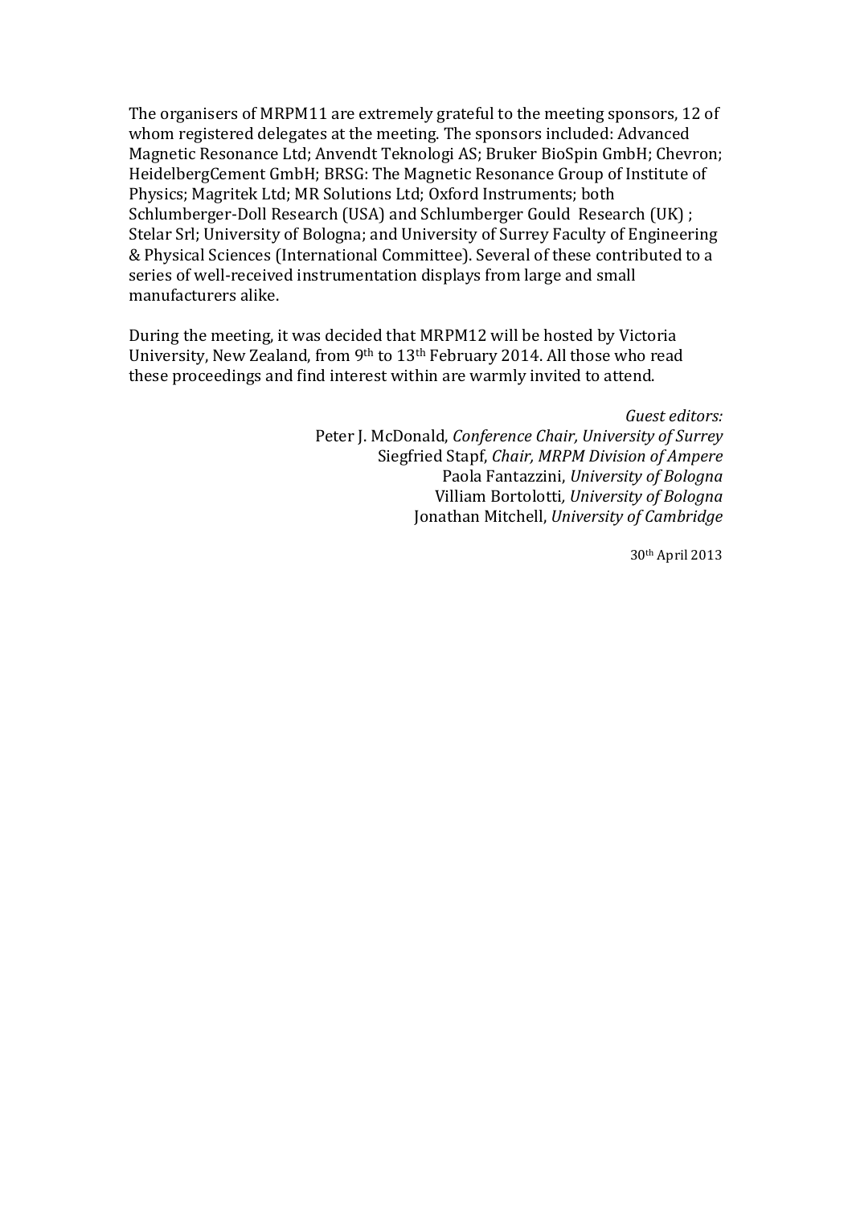The organisers of MRPM11 are extremely grateful to the meeting sponsors, 12 of whom registered delegates at the meeting. The sponsors included: Advanced Magnetic Resonance Ltd; Anvendt Teknologi AS; Bruker BioSpin GmbH; Chevron; HeidelbergCement GmbH; BRSG: The Magnetic Resonance Group of Institute of Physics; Magritek Ltd; MR Solutions Ltd; Oxford Instruments; both Schlumberger-Doll Research (USA) and Schlumberger Gould Research (UK) ; Stelar Srl; University of Bologna; and University of Surrey Faculty of Engineering & Physical Sciences (International Committee). Several of these contributed to a series of well-received instrumentation displays from large and small manufacturers alike.

During the meeting, it was decided that MRPM12 will be hosted by Victoria University, New Zealand, from 9th to 13th February 2014. All those who read these proceedings and find interest within are warmly invited to attend.

*Guest editors:*
Peter J. McDonald, *Conference Chair, University of Surrey*
Siegfried Stapf, *Chair, MRPM Division of Ampere*
Paola Fantazzini, *University of Bologna*
Villiam Bortolotti, *University of Bologna*
Jonathan Mitchell, *University of Cambridge*

30th April 2013